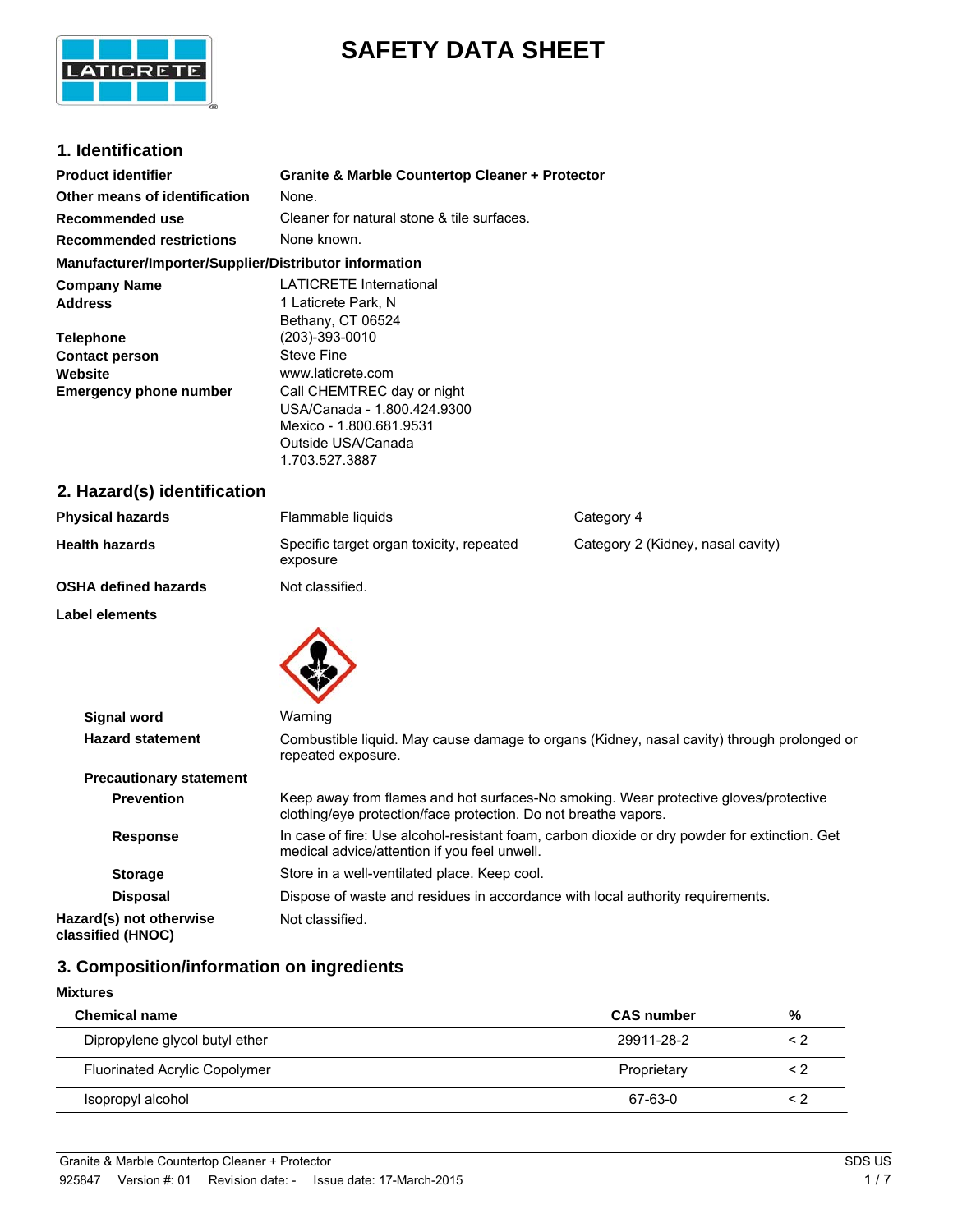# SAFETY DATA SHEET

## 1. Identification

| | |
|---|---|
| **Product identifier** | **Granite & Marble Countertop Cleaner + Protector** |
| **Other means of identification** | None. |
| **Recommended use** | Cleaner for natural stone & tile surfaces. |
| **Recommended restrictions** | None known. |

**Manufacturer/Importer/Supplier/Distributor information**

| | |
|---|---|
| **Company Name** | LATICRETE International |
| **Address** | 1 Laticrete Park, N<br>Bethany, CT 06524 |
| **Telephone** | (203)-393-0010 |
| **Contact person** | Steve Fine |
| **Website** | www.laticrete.com |
| **Emergency phone number** | Call CHEMTREC day or night<br>USA/Canada - 1.800.424.9300<br>Mexico - 1.800.681.9531<br>Outside USA/Canada<br>1.703.527.3887 |

## 2. Hazard(s) identification

| | | |
|---|---|---|
| **Physical hazards** | Flammable liquids | Category 4 |
| **Health hazards** | Specific target organ toxicity, repeated exposure | Category 2 (Kidney, nasal cavity) |
| **OSHA defined hazards** | Not classified. | |

**Label elements**

| | |
|---|---|
| **Signal word** | Warning |
| **Hazard statement** | Combustible liquid. May cause damage to organs (Kidney, nasal cavity) through prolonged or repeated exposure. |

**Precautionary statement**

| | |
|---|---|
| **Prevention** | Keep away from flames and hot surfaces-No smoking. Wear protective gloves/protective clothing/eye protection/face protection. Do not breathe vapors. |
| **Response** | In case of fire: Use alcohol-resistant foam, carbon dioxide or dry powder for extinction. Get medical advice/attention if you feel unwell. |
| **Storage** | Store in a well-ventilated place. Keep cool. |
| **Disposal** | Dispose of waste and residues in accordance with local authority requirements. |
| **Hazard(s) not otherwise classified (HNOC)** | Not classified. |

## 3. Composition/information on ingredients

**Mixtures**

| Chemical name | CAS number | % |
|---|---|---|
| Dipropylene glycol butyl ether | 29911-28-2 | < 2 |
| Fluorinated Acrylic Copolymer | Proprietary | < 2 |
| Isopropyl alcohol | 67-63-0 | < 2 |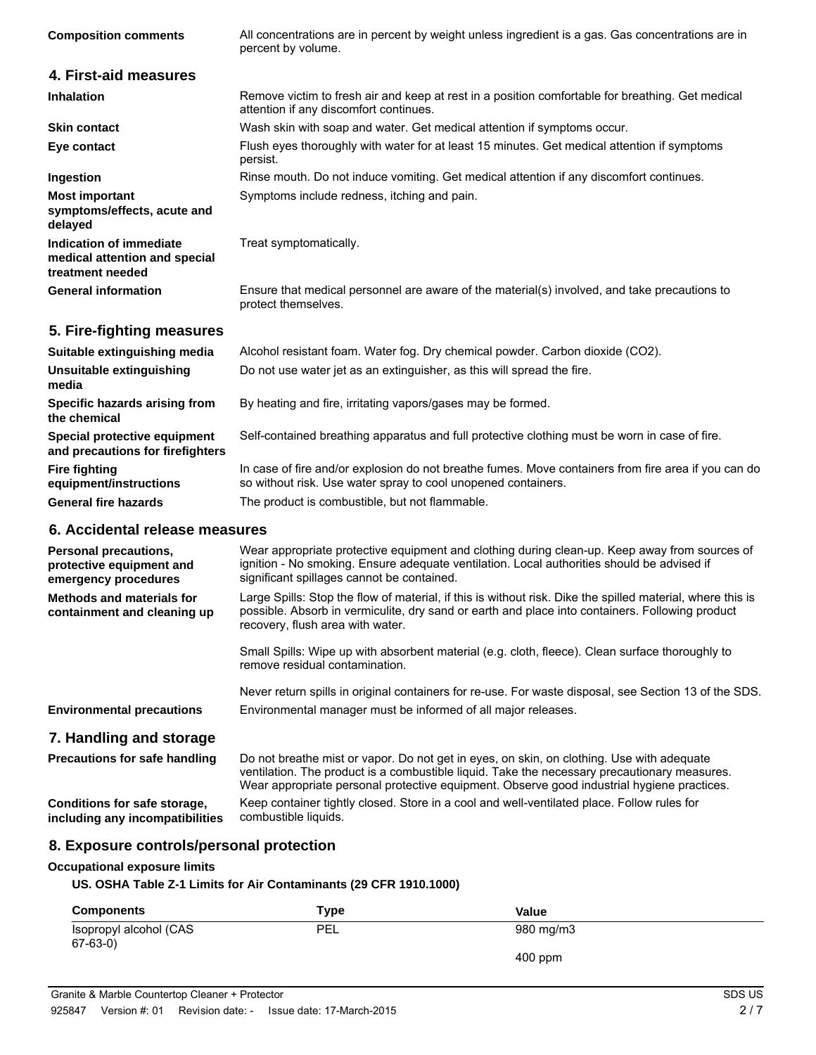| | |
|---|---|
| **Composition comments** | All concentrations are in percent by weight unless ingredient is a gas. Gas concentrations are in percent by volume. |

## 4. First-aid measures

| | |
|---|---|
| **Inhalation** | Remove victim to fresh air and keep at rest in a position comfortable for breathing. Get medical attention if any discomfort continues. |
| **Skin contact** | Wash skin with soap and water. Get medical attention if symptoms occur. |
| **Eye contact** | Flush eyes thoroughly with water for at least 15 minutes. Get medical attention if symptoms persist. |
| **Ingestion** | Rinse mouth. Do not induce vomiting. Get medical attention if any discomfort continues. |
| **Most important symptoms/effects, acute and delayed** | Symptoms include redness, itching and pain. |
| **Indication of immediate medical attention and special treatment needed** | Treat symptomatically. |
| **General information** | Ensure that medical personnel are aware of the material(s) involved, and take precautions to protect themselves. |

## 5. Fire-fighting measures

| | |
|---|---|
| **Suitable extinguishing media** | Alcohol resistant foam. Water fog. Dry chemical powder. Carbon dioxide ($CO_2$). |
| **Unsuitable extinguishing media** | Do not use water jet as an extinguisher, as this will spread the fire. |
| **Specific hazards arising from the chemical** | By heating and fire, irritating vapors/gases may be formed. |
| **Special protective equipment and precautions for firefighters** | Self-contained breathing apparatus and full protective clothing must be worn in case of fire. |
| **Fire fighting equipment/instructions** | In case of fire and/or explosion do not breathe fumes. Move containers from fire area if you can do so without risk. Use water spray to cool unopened containers. |
| **General fire hazards** | The product is combustible, but not flammable. |

## 6. Accidental release measures

| | |
|---|---|
| **Personal precautions, protective equipment and emergency procedures** | Wear appropriate protective equipment and clothing during clean-up. Keep away from sources of ignition - No smoking. Ensure adequate ventilation. Local authorities should be advised if significant spillages cannot be contained. |
| **Methods and materials for containment and cleaning up** | Large Spills: Stop the flow of material, if this is without risk. Dike the spilled material, where this is possible. Absorb in vermiculite, dry sand or earth and place into containers. Following product recovery, flush area with water.<br><br>Small Spills: Wipe up with absorbent material (e.g. cloth, fleece). Clean surface thoroughly to remove residual contamination.<br><br>Never return spills in original containers for re-use. For waste disposal, see Section 13 of the SDS. |
| **Environmental precautions** | Environmental manager must be informed of all major releases. |

## 7. Handling and storage

| | |
|---|---|
| **Precautions for safe handling** | Do not breathe mist or vapor. Do not get in eyes, on skin, on clothing. Use with adequate ventilation. The product is a combustible liquid. Take the necessary precautionary measures. Wear appropriate personal protective equipment. Observe good industrial hygiene practices. |
| **Conditions for safe storage, including any incompatibilities** | Keep container tightly closed. Store in a cool and well-ventilated place. Follow rules for combustible liquids. |

## 8. Exposure controls/personal protection

**Occupational exposure limits**

**US. OSHA Table Z-1 Limits for Air Contaminants (29 CFR 1910.1000)**

| Components | Type | Value |
|---|---|---|
| Isopropyl alcohol (CAS 67-63-0) | PEL | 980 mg/m3 |
| | | 400 ppm |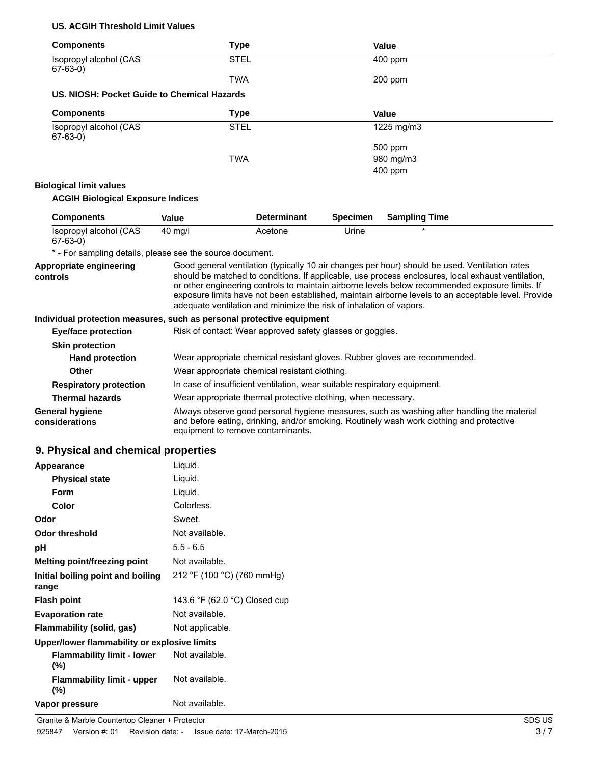**US. ACGIH Threshold Limit Values**

| Components | Type | Value |
|---|---|---|
| Isopropyl alcohol (CAS 67-63-0) | STEL | 400 ppm |
| | TWA | 200 ppm |

**US. NIOSH: Pocket Guide to Chemical Hazards**

| Components | Type | Value |
|---|---|---|
| Isopropyl alcohol (CAS 67-63-0) | STEL | 1225 mg/m3 |
| | | 500 ppm |
| | TWA | 980 mg/m3 |
| | | 400 ppm |

**Biological limit values**

**ACGIH Biological Exposure Indices**

| Components | Value | Determinant | Specimen | Sampling Time |
|---|---|---|---|---|
| Isopropyl alcohol (CAS 67-63-0) | 40 mg/l | Acetone | Urine | * |

\* - For sampling details, please see the source document.

**Appropriate engineering controls**
Good general ventilation (typically 10 air changes per hour) should be used. Ventilation rates should be matched to conditions. If applicable, use process enclosures, local exhaust ventilation, or other engineering controls to maintain airborne levels below recommended exposure limits. If exposure limits have not been established, maintain airborne levels to an acceptable level. Provide adequate ventilation and minimize the risk of inhalation of vapors.

**Individual protection measures, such as personal protective equipment**

**Eye/face protection** Risk of contact: Wear approved safety glasses or goggles.

**Skin protection**

**Hand protection** Wear appropriate chemical resistant gloves. Rubber gloves are recommended.

**Other** Wear appropriate chemical resistant clothing.

**Respiratory protection** In case of insufficient ventilation, wear suitable respiratory equipment.

**Thermal hazards** Wear appropriate thermal protective clothing, when necessary.

**General hygiene considerations**
Always observe good personal hygiene measures, such as washing after handling the material and before eating, drinking, and/or smoking. Routinely wash work clothing and protective equipment to remove contaminants.

## 9. Physical and chemical properties

**Appearance** Liquid.

**Physical state** Liquid.

**Form** Liquid.

**Color** Colorless.

**Odor** Sweet.

**Odor threshold** Not available.

**pH** 5.5 - 6.5

**Melting point/freezing point** Not available.

**Initial boiling point and boiling range** 212 °F (100 °C) (760 mmHg)

**Flash point** 143.6 °F (62.0 °C) Closed cup

**Evaporation rate** Not available.

**Flammability (solid, gas)** Not applicable.

**Upper/lower flammability or explosive limits**

**Flammability limit - lower (%)** Not available.

**Flammability limit - upper (%)** Not available.

**Vapor pressure** Not available.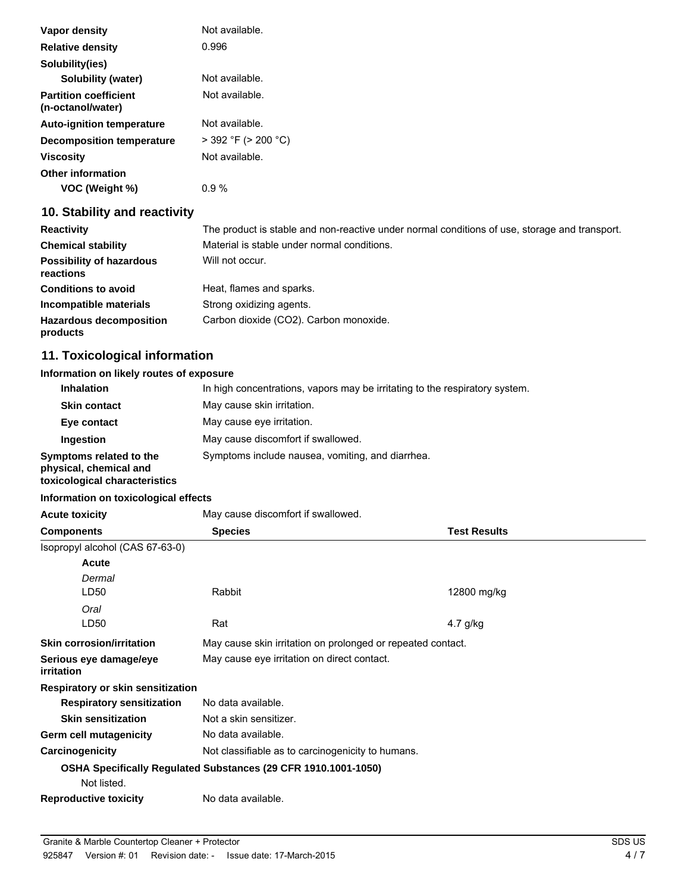| | |
|---|---|
| **Vapor density** | Not available. |
| **Relative density** | 0.996 |
| **Solubility(ies)** | |
| **Solubility (water)** | Not available. |
| **Partition coefficient (n-octanol/water)** | Not available. |
| **Auto-ignition temperature** | Not available. |
| **Decomposition temperature** | > 392 °F (> 200 °C) |
| **Viscosity** | Not available. |
| **Other information** | |
| **VOC (Weight %)** | 0.9 % |

## 10. Stability and reactivity

| | |
|---|---|
| **Reactivity** | The product is stable and non-reactive under normal conditions of use, storage and transport. |
| **Chemical stability** | Material is stable under normal conditions. |
| **Possibility of hazardous reactions** | Will not occur. |
| **Conditions to avoid** | Heat, flames and sparks. |
| **Incompatible materials** | Strong oxidizing agents. |
| **Hazardous decomposition products** | Carbon dioxide ($CO_2$). Carbon monoxide. |

## 11. Toxicological information

**Information on likely routes of exposure**

| | |
|---|---|
| **Inhalation** | In high concentrations, vapors may be irritating to the respiratory system. |
| **Skin contact** | May cause skin irritation. |
| **Eye contact** | May cause eye irritation. |
| **Ingestion** | May cause discomfort if swallowed. |
| **Symptoms related to the physical, chemical and toxicological characteristics** | Symptoms include nausea, vomiting, and diarrhea. |

**Information on toxicological effects**

**Acute toxicity** May cause discomfort if swallowed.

| Components | Species | Test Results |
|---|---|---|
| Isopropyl alcohol (CAS 67-63-0) | | |
| **Acute** | | |
| *Dermal* | | |
| LD50 | Rabbit | 12800 mg/kg |
| *Oral* | | |
| LD50 | Rat | 4.7 g/kg |

| | |
|---|---|
| **Skin corrosion/irritation** | May cause skin irritation on prolonged or repeated contact. |
| **Serious eye damage/eye irritation** | May cause eye irritation on direct contact. |
| **Respiratory or skin sensitization** | |
| **Respiratory sensitization** | No data available. |
| **Skin sensitization** | Not a skin sensitizer. |
| **Germ cell mutagenicity** | No data available. |
| **Carcinogenicity** | Not classifiable as to carcinogenicity to humans. |

**OSHA Specifically Regulated Substances (29 CFR 1910.1001-1050)**

Not listed.

**Reproductive toxicity** No data available.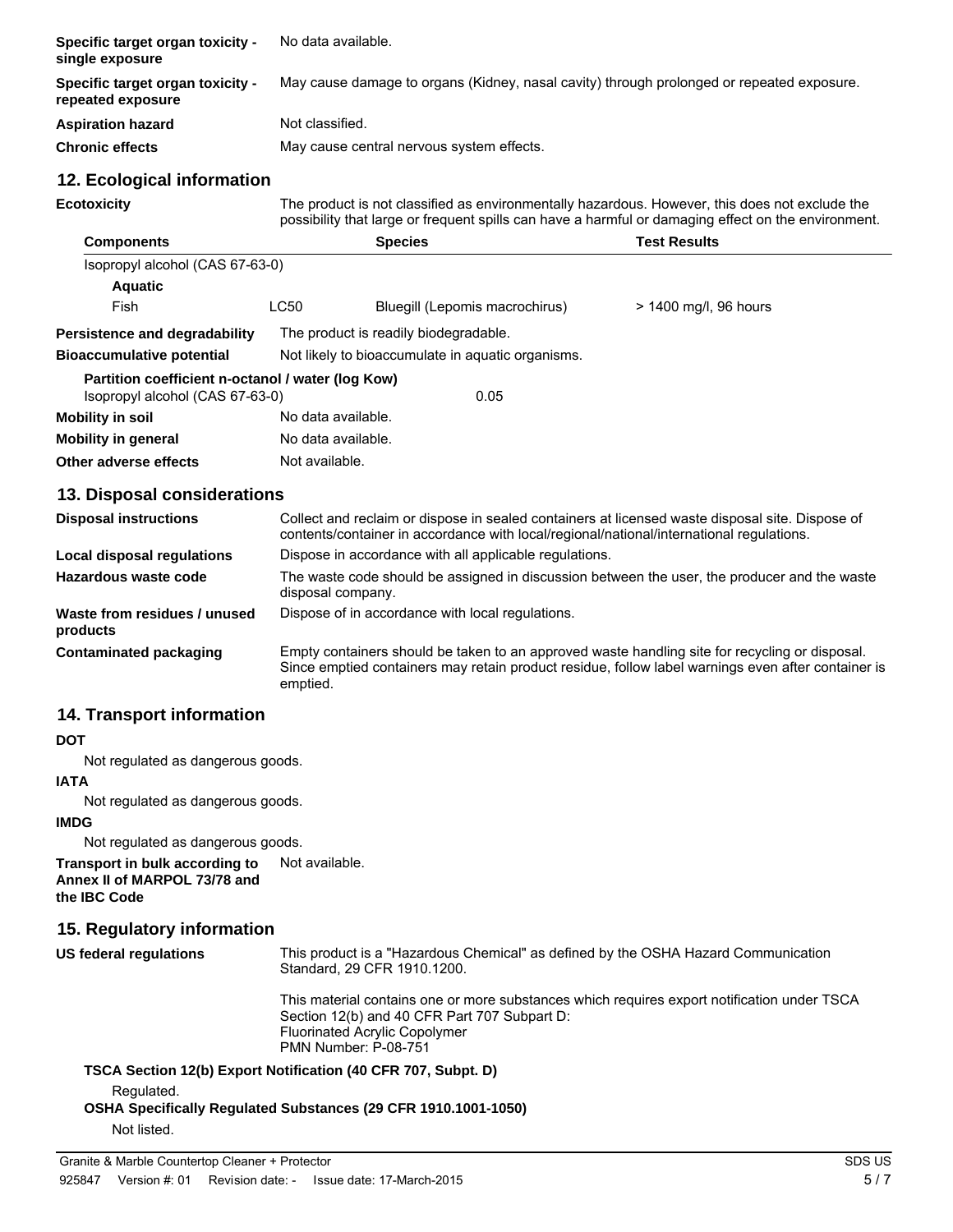| | |
|---|---|
| **Specific target organ toxicity - single exposure** | No data available. |
| **Specific target organ toxicity - repeated exposure** | May cause damage to organs (Kidney, nasal cavity) through prolonged or repeated exposure. |
| **Aspiration hazard** | Not classified. |
| **Chronic effects** | May cause central nervous system effects. |

## 12. Ecological information

**Ecotoxicity** The product is not classified as environmentally hazardous. However, this does not exclude the possibility that large or frequent spills can have a harmful or damaging effect on the environment.

| Components | | Species | Test Results |
|---|---|---|---|
| Isopropyl alcohol (CAS 67-63-0) | | | |
| **Aquatic** | | | |
| Fish | LC50 | Bluegill (Lepomis macrochirus) | > 1400 mg/l, 96 hours |

| | |
|---|---|
| **Persistence and degradability** | The product is readily biodegradable. |
| **Bioaccumulative potential** | Not likely to bioaccumulate in aquatic organisms. |

**Partition coefficient n-octanol / water (log Kow)**
Isopropyl alcohol (CAS 67-63-0) 0.05

| | |
|---|---|
| **Mobility in soil** | No data available. |
| **Mobility in general** | No data available. |
| **Other adverse effects** | Not available. |

## 13. Disposal considerations

| | |
|---|---|
| **Disposal instructions** | Collect and reclaim or dispose in sealed containers at licensed waste disposal site. Dispose of contents/container in accordance with local/regional/national/international regulations. |
| **Local disposal regulations** | Dispose in accordance with all applicable regulations. |
| **Hazardous waste code** | The waste code should be assigned in discussion between the user, the producer and the waste disposal company. |
| **Waste from residues / unused products** | Dispose of in accordance with local regulations. |
| **Contaminated packaging** | Empty containers should be taken to an approved waste handling site for recycling or disposal. Since emptied containers may retain product residue, follow label warnings even after container is emptied. |

## 14. Transport information

**DOT**

Not regulated as dangerous goods.

**IATA**

Not regulated as dangerous goods.

**IMDG**

Not regulated as dangerous goods.

**Transport in bulk according to Annex II of MARPOL 73/78 and the IBC Code** Not available.

## 15. Regulatory information

**US federal regulations** This product is a "Hazardous Chemical" as defined by the OSHA Hazard Communication Standard, 29 CFR 1910.1200.

This material contains one or more substances which requires export notification under TSCA Section 12(b) and 40 CFR Part 707 Subpart D:
Fluorinated Acrylic Copolymer
PMN Number: P-08-751

**TSCA Section 12(b) Export Notification (40 CFR 707, Subpt. D)**

Regulated.

**OSHA Specifically Regulated Substances (29 CFR 1910.1001-1050)**

Not listed.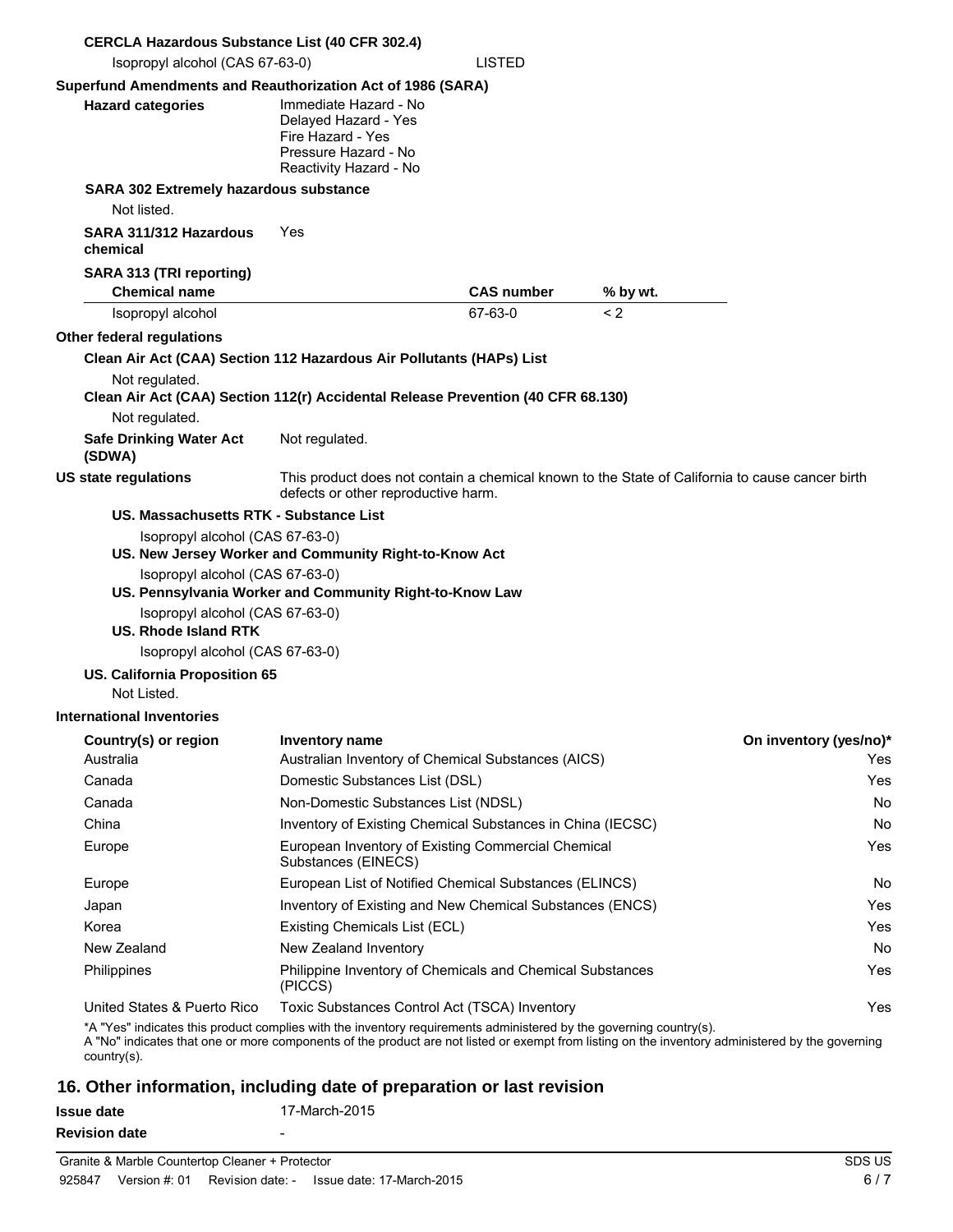**CERCLA Hazardous Substance List (40 CFR 302.4)**

Isopropyl alcohol (CAS 67-63-0) LISTED

**Superfund Amendments and Reauthorization Act of 1986 (SARA)**

**Hazard categories**

Immediate Hazard - No
Delayed Hazard - Yes
Fire Hazard - Yes
Pressure Hazard - No
Reactivity Hazard - No

**SARA 302 Extremely hazardous substance**

Not listed.

**SARA 311/312 Hazardous chemical** Yes

**SARA 313 (TRI reporting)**

| Chemical name | CAS number | % by wt. |
|---|---|---|
| Isopropyl alcohol | 67-63-0 | < 2 |

**Other federal regulations**

**Clean Air Act (CAA) Section 112 Hazardous Air Pollutants (HAPs) List**

Not regulated.

**Clean Air Act (CAA) Section 112(r) Accidental Release Prevention (40 CFR 68.130)**

Not regulated.

**Safe Drinking Water Act (SDWA)** Not regulated.

**US state regulations** This product does not contain a chemical known to the State of California to cause cancer birth defects or other reproductive harm.

**US. Massachusetts RTK - Substance List**

Isopropyl alcohol (CAS 67-63-0)

**US. New Jersey Worker and Community Right-to-Know Act**

Isopropyl alcohol (CAS 67-63-0)

**US. Pennsylvania Worker and Community Right-to-Know Law**

Isopropyl alcohol (CAS 67-63-0)

**US. Rhode Island RTK**

Isopropyl alcohol (CAS 67-63-0)

**US. California Proposition 65**

Not Listed.

**International Inventories**

| Country(s) or region | Inventory name | On inventory (yes/no)* |
|---|---|---|
| Australia | Australian Inventory of Chemical Substances (AICS) | Yes |
| Canada | Domestic Substances List (DSL) | Yes |
| Canada | Non-Domestic Substances List (NDSL) | No |
| China | Inventory of Existing Chemical Substances in China (IECSC) | No |
| Europe | European Inventory of Existing Commercial Chemical Substances (EINECS) | Yes |
| Europe | European List of Notified Chemical Substances (ELINCS) | No |
| Japan | Inventory of Existing and New Chemical Substances (ENCS) | Yes |
| Korea | Existing Chemicals List (ECL) | Yes |
| New Zealand | New Zealand Inventory | No |
| Philippines | Philippine Inventory of Chemicals and Chemical Substances (PICCS) | Yes |
| United States & Puerto Rico | Toxic Substances Control Act (TSCA) Inventory | Yes |

*A "Yes" indicates this product complies with the inventory requirements administered by the governing country(s).
A "No" indicates that one or more components of the product are not listed or exempt from listing on the inventory administered by the governing country(s).

## 16. Other information, including date of preparation or last revision

**Issue date** 17-March-2015

**Revision date** -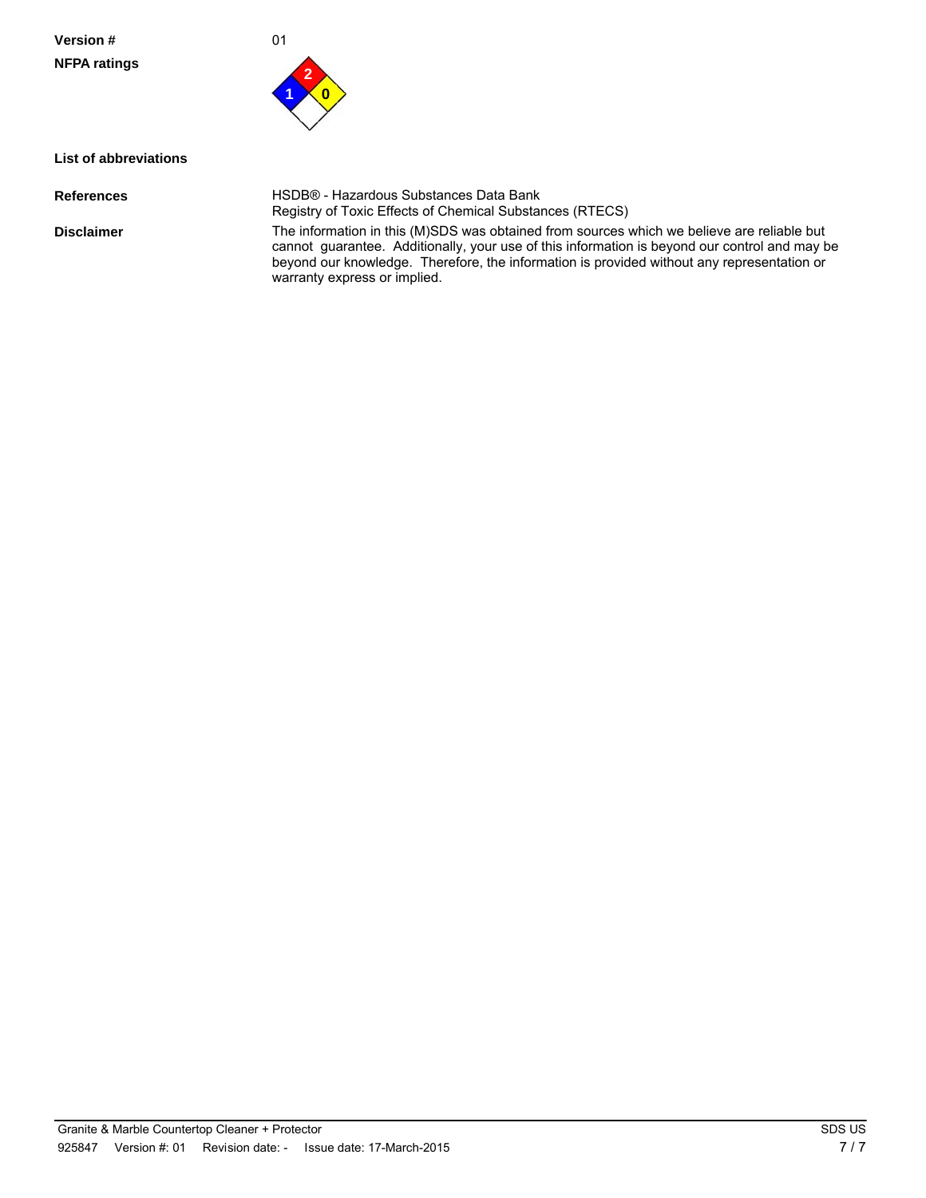**Version #** 01

**NFPA ratings**

2
1 0

**List of abbreviations**

**References** HSDB® - Hazardous Substances Data Bank
Registry of Toxic Effects of Chemical Substances (RTECS)

**Disclaimer** The information in this (M)SDS was obtained from sources which we believe are reliable but cannot guarantee. Additionally, your use of this information is beyond our control and may be beyond our knowledge. Therefore, the information is provided without any representation or warranty express or implied.